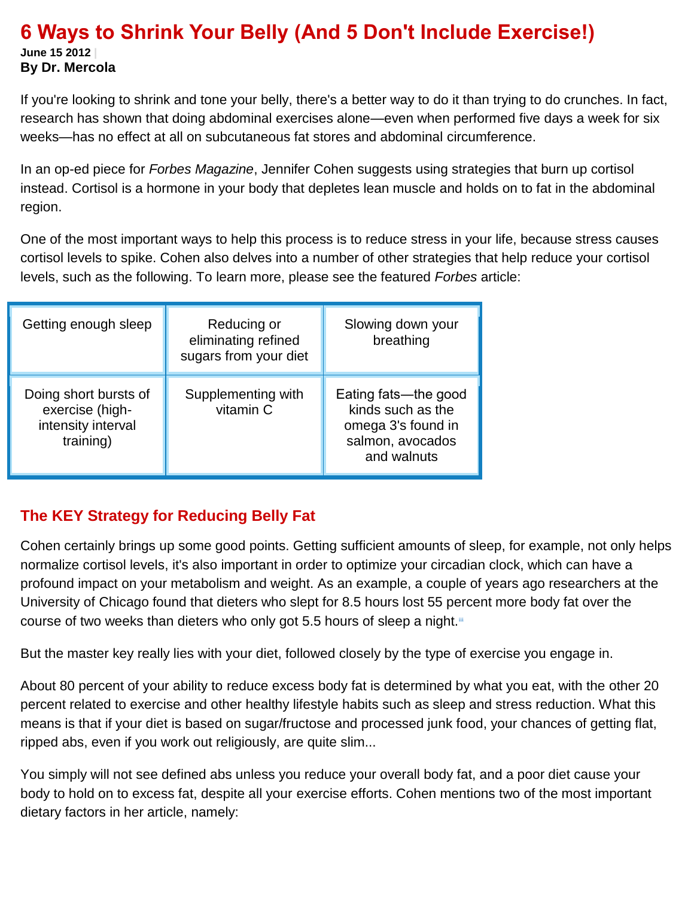# 6 Ways to Shrink Your Belly (And 5 Don't Include Exercise!)

**June 15 2012** |
**By Dr. Mercola**

If you're looking to shrink and tone your belly, there's a better way to do it than trying to do crunches. In fact, research has shown that doing abdominal exercises alone—even when performed five days a week for six weeks—has no effect at all on subcutaneous fat stores and abdominal circumference.

In an op-ed piece for *Forbes Magazine*, Jennifer Cohen suggests using strategies that burn up cortisol instead. Cortisol is a hormone in your body that depletes lean muscle and holds on to fat in the abdominal region.

One of the most important ways to help this process is to reduce stress in your life, because stress causes cortisol levels to spike. Cohen also delves into a number of other strategies that help reduce your cortisol levels, such as the following. To learn more, please see the featured *Forbes* article:

| | | |
|---|---|---|
| Getting enough sleep | Reducing or eliminating refined sugars from your diet | Slowing down your breathing |
| Doing short bursts of exercise (high-intensity interval training) | Supplementing with vitamin C | Eating fats—the good kinds such as the omega 3's found in salmon, avocados and walnuts |

## The KEY Strategy for Reducing Belly Fat

Cohen certainly brings up some good points. Getting sufficient amounts of sleep, for example, not only helps normalize cortisol levels, it's also important in order to optimize your circadian clock, which can have a profound impact on your metabolism and weight. As an example, a couple of years ago researchers at the University of Chicago found that dieters who slept for 8.5 hours lost 55 percent more body fat over the course of two weeks than dieters who only got 5.5 hours of sleep a night.[iii]

But the master key really lies with your diet, followed closely by the type of exercise you engage in.

About 80 percent of your ability to reduce excess body fat is determined by what you eat, with the other 20 percent related to exercise and other healthy lifestyle habits such as sleep and stress reduction. What this means is that if your diet is based on sugar/fructose and processed junk food, your chances of getting flat, ripped abs, even if you work out religiously, are quite slim...

You simply will not see defined abs unless you reduce your overall body fat, and a poor diet cause your body to hold on to excess fat, despite all your exercise efforts. Cohen mentions two of the most important dietary factors in her article, namely: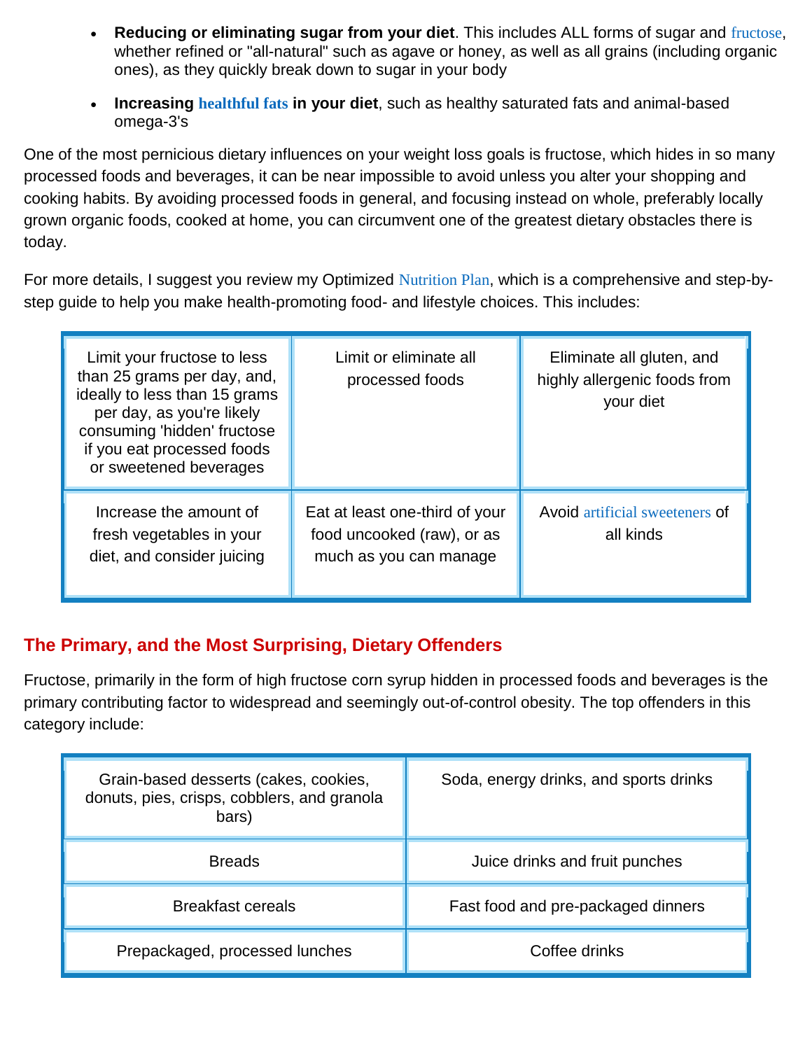- **Reducing or eliminating sugar from your diet**. This includes ALL forms of sugar and fructose, whether refined or "all-natural" such as agave or honey, as well as all grains (including organic ones), as they quickly break down to sugar in your body
- **Increasing healthful fats in your diet**, such as healthy saturated fats and animal-based omega-3's

One of the most pernicious dietary influences on your weight loss goals is fructose, which hides in so many processed foods and beverages, it can be near impossible to avoid unless you alter your shopping and cooking habits. By avoiding processed foods in general, and focusing instead on whole, preferably locally grown organic foods, cooked at home, you can circumvent one of the greatest dietary obstacles there is today.

For more details, I suggest you review my Optimized Nutrition Plan, which is a comprehensive and step-by-step guide to help you make health-promoting food- and lifestyle choices. This includes:

| | | |
|---|---|---|
| Limit your fructose to less than 25 grams per day, and, ideally to less than 15 grams per day, as you're likely consuming 'hidden' fructose if you eat processed foods or sweetened beverages | Limit or eliminate all processed foods | Eliminate all gluten, and highly allergenic foods from your diet |
| Increase the amount of fresh vegetables in your diet, and consider juicing | Eat at least one-third of your food uncooked (raw), or as much as you can manage | Avoid artificial sweeteners of all kinds |

## The Primary, and the Most Surprising, Dietary Offenders

Fructose, primarily in the form of high fructose corn syrup hidden in processed foods and beverages is the primary contributing factor to widespread and seemingly out-of-control obesity. The top offenders in this category include:

| | |
|---|---|
| Grain-based desserts (cakes, cookies, donuts, pies, crisps, cobblers, and granola bars) | Soda, energy drinks, and sports drinks |
| Breads | Juice drinks and fruit punches |
| Breakfast cereals | Fast food and pre-packaged dinners |
| Prepackaged, processed lunches | Coffee drinks |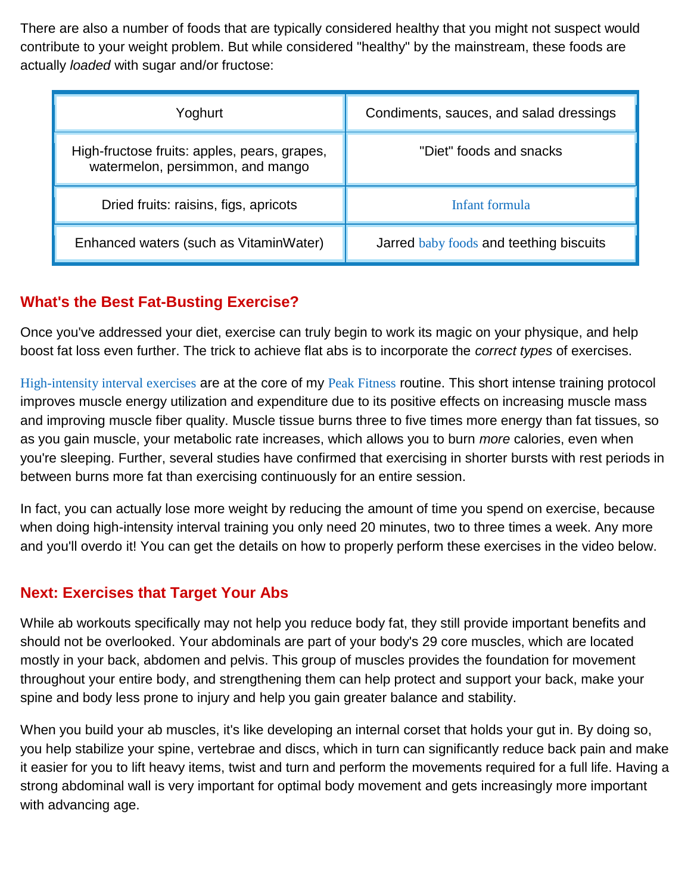There are also a number of foods that are typically considered healthy that you might not suspect would contribute to your weight problem. But while considered "healthy" by the mainstream, these foods are actually *loaded* with sugar and/or fructose:

| | |
|---|---|
| Yoghurt | Condiments, sauces, and salad dressings |
| High-fructose fruits: apples, pears, grapes, watermelon, persimmon, and mango | "Diet" foods and snacks |
| Dried fruits: raisins, figs, apricots | Infant formula |
| Enhanced waters (such as VitaminWater) | Jarred baby foods and teething biscuits |

### What's the Best Fat-Busting Exercise?

Once you've addressed your diet, exercise can truly begin to work its magic on your physique, and help boost fat loss even further. The trick to achieve flat abs is to incorporate the *correct types* of exercises.

High-intensity interval exercises are at the core of my Peak Fitness routine. This short intense training protocol improves muscle energy utilization and expenditure due to its positive effects on increasing muscle mass and improving muscle fiber quality. Muscle tissue burns three to five times more energy than fat tissues, so as you gain muscle, your metabolic rate increases, which allows you to burn *more* calories, even when you're sleeping. Further, several studies have confirmed that exercising in shorter bursts with rest periods in between burns more fat than exercising continuously for an entire session.

In fact, you can actually lose more weight by reducing the amount of time you spend on exercise, because when doing high-intensity interval training you only need 20 minutes, two to three times a week. Any more and you'll overdo it! You can get the details on how to properly perform these exercises in the video below.

### Next: Exercises that Target Your Abs

While ab workouts specifically may not help you reduce body fat, they still provide important benefits and should not be overlooked. Your abdominals are part of your body's 29 core muscles, which are located mostly in your back, abdomen and pelvis. This group of muscles provides the foundation for movement throughout your entire body, and strengthening them can help protect and support your back, make your spine and body less prone to injury and help you gain greater balance and stability.

When you build your ab muscles, it's like developing an internal corset that holds your gut in. By doing so, you help stabilize your spine, vertebrae and discs, which in turn can significantly reduce back pain and make it easier for you to lift heavy items, twist and turn and perform the movements required for a full life. Having a strong abdominal wall is very important for optimal body movement and gets increasingly more important with advancing age.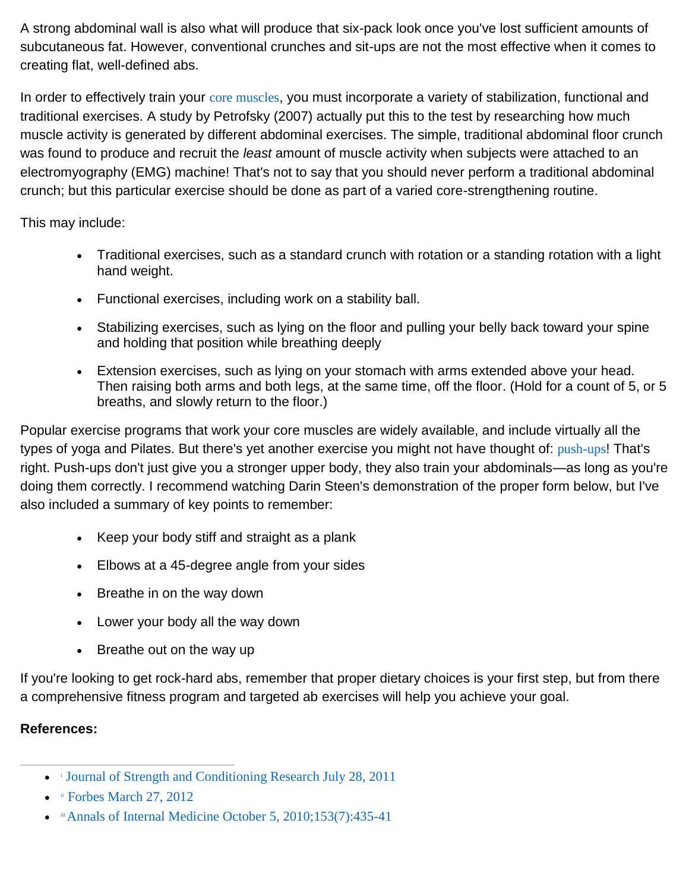A strong abdominal wall is also what will produce that six-pack look once you've lost sufficient amounts of subcutaneous fat. However, conventional crunches and sit-ups are not the most effective when it comes to creating flat, well-defined abs.

In order to effectively train your core muscles, you must incorporate a variety of stabilization, functional and traditional exercises. A study by Petrofsky (2007) actually put this to the test by researching how much muscle activity is generated by different abdominal exercises. The simple, traditional abdominal floor crunch was found to produce and recruit the *least* amount of muscle activity when subjects were attached to an electromyography (EMG) machine! That's not to say that you should never perform a traditional abdominal crunch; but this particular exercise should be done as part of a varied core-strengthening routine.

This may include:

- Traditional exercises, such as a standard crunch with rotation or a standing rotation with a light hand weight.
- Functional exercises, including work on a stability ball.
- Stabilizing exercises, such as lying on the floor and pulling your belly back toward your spine and holding that position while breathing deeply
- Extension exercises, such as lying on your stomach with arms extended above your head. Then raising both arms and both legs, at the same time, off the floor. (Hold for a count of 5, or 5 breaths, and slowly return to the floor.)

Popular exercise programs that work your core muscles are widely available, and include virtually all the types of yoga and Pilates. But there's yet another exercise you might not have thought of: push-ups! That's right. Push-ups don't just give you a stronger upper body, they also train your abdominals—as long as you're doing them correctly. I recommend watching Darin Steen's demonstration of the proper form below, but I've also included a summary of key points to remember:

- Keep your body stiff and straight as a plank
- Elbows at a 45-degree angle from your sides
- Breathe in on the way down
- Lower your body all the way down
- Breathe out on the way up

If you're looking to get rock-hard abs, remember that proper dietary choices is your first step, but from there a comprehensive fitness program and targeted ab exercises will help you achieve your goal.

**References:**

---

- [i] Journal of Strength and Conditioning Research July 28, 2011
- [ii] Forbes March 27, 2012
- [iii] Annals of Internal Medicine October 5, 2010;153(7):435-41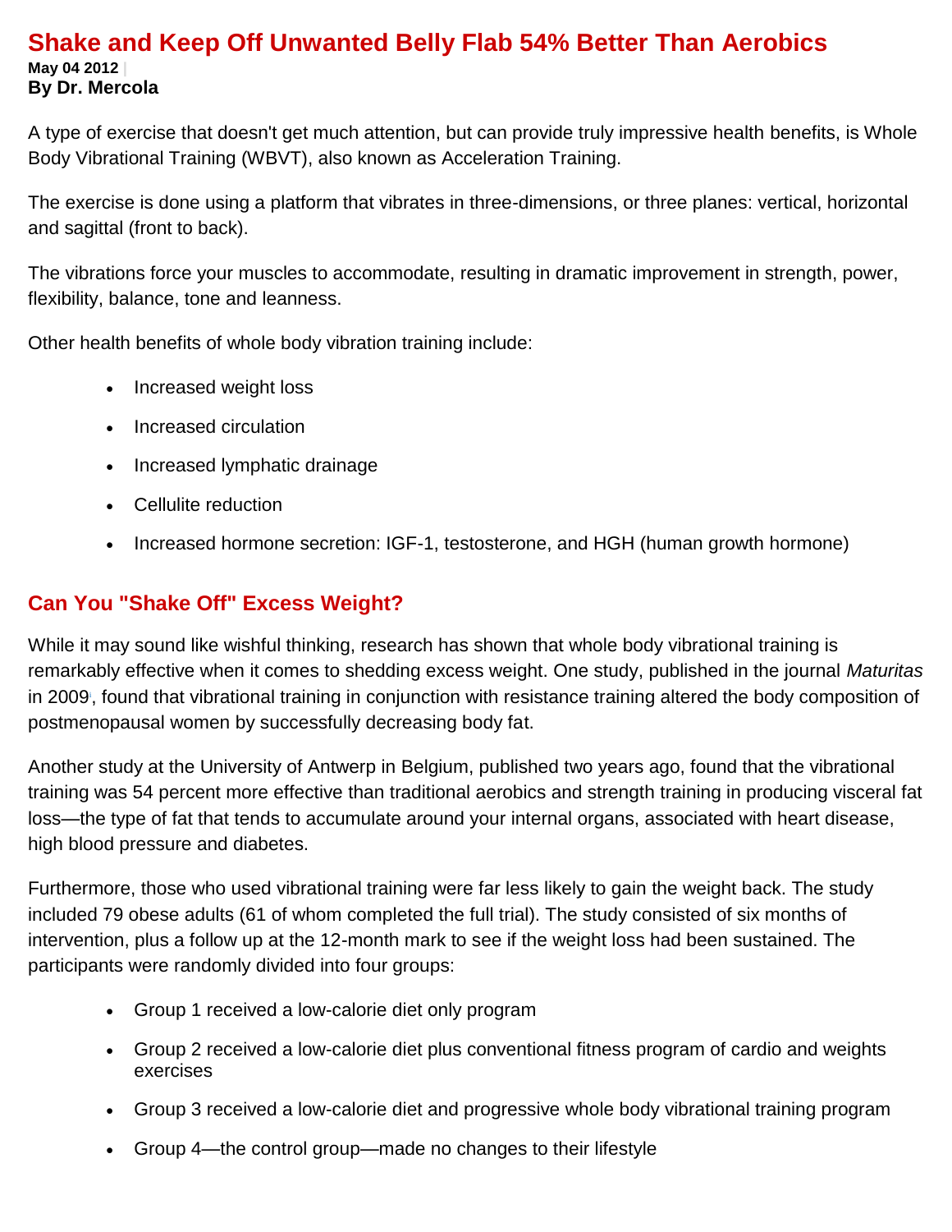# Shake and Keep Off Unwanted Belly Flab 54% Better Than Aerobics

**May 04 2012**
**By Dr. Mercola**

A type of exercise that doesn't get much attention, but can provide truly impressive health benefits, is Whole Body Vibrational Training (WBVT), also known as Acceleration Training.

The exercise is done using a platform that vibrates in three-dimensions, or three planes: vertical, horizontal and sagittal (front to back).

The vibrations force your muscles to accommodate, resulting in dramatic improvement in strength, power, flexibility, balance, tone and leanness.

Other health benefits of whole body vibration training include:

- Increased weight loss
- Increased circulation
- Increased lymphatic drainage
- Cellulite reduction
- Increased hormone secretion: IGF-1, testosterone, and HGH (human growth hormone)

## Can You "Shake Off" Excess Weight?

While it may sound like wishful thinking, research has shown that whole body vibrational training is remarkably effective when it comes to shedding excess weight. One study, published in the journal *Maturitas* in 2009[i], found that vibrational training in conjunction with resistance training altered the body composition of postmenopausal women by successfully decreasing body fat.

Another study at the University of Antwerp in Belgium, published two years ago, found that the vibrational training was 54 percent more effective than traditional aerobics and strength training in producing visceral fat loss—the type of fat that tends to accumulate around your internal organs, associated with heart disease, high blood pressure and diabetes.

Furthermore, those who used vibrational training were far less likely to gain the weight back. The study included 79 obese adults (61 of whom completed the full trial). The study consisted of six months of intervention, plus a follow up at the 12-month mark to see if the weight loss had been sustained. The participants were randomly divided into four groups:

- Group 1 received a low-calorie diet only program
- Group 2 received a low-calorie diet plus conventional fitness program of cardio and weights exercises
- Group 3 received a low-calorie diet and progressive whole body vibrational training program
- Group 4—the control group—made no changes to their lifestyle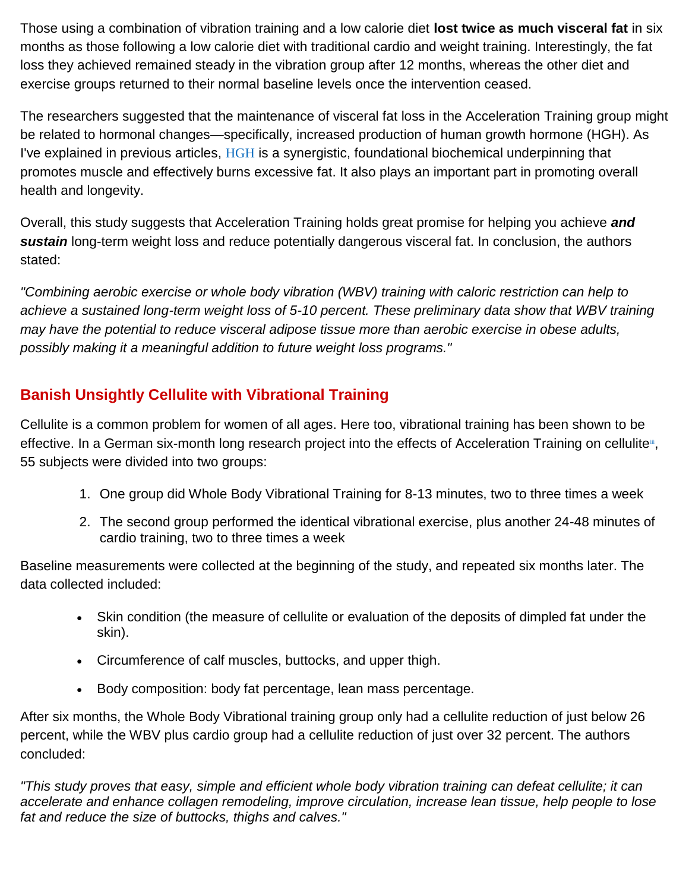Those using a combination of vibration training and a low calorie diet **lost twice as much visceral fat** in six months as those following a low calorie diet with traditional cardio and weight training. Interestingly, the fat loss they achieved remained steady in the vibration group after 12 months, whereas the other diet and exercise groups returned to their normal baseline levels once the intervention ceased.

The researchers suggested that the maintenance of visceral fat loss in the Acceleration Training group might be related to hormonal changes—specifically, increased production of human growth hormone (HGH). As I've explained in previous articles, HGH is a synergistic, foundational biochemical underpinning that promotes muscle and effectively burns excessive fat. It also plays an important part in promoting overall health and longevity.

Overall, this study suggests that Acceleration Training holds great promise for helping you achieve ***and sustain*** long-term weight loss and reduce potentially dangerous visceral fat. In conclusion, the authors stated:

*"Combining aerobic exercise or whole body vibration (WBV) training with caloric restriction can help to achieve a sustained long-term weight loss of 5-10 percent. These preliminary data show that WBV training may have the potential to reduce visceral adipose tissue more than aerobic exercise in obese adults, possibly making it a meaningful addition to future weight loss programs."*

## Banish Unsightly Cellulite with Vibrational Training

Cellulite is a common problem for women of all ages. Here too, vibrational training has been shown to be effective. In a German six-month long research project into the effects of Acceleration Training on cellulite[iii], 55 subjects were divided into two groups:

1. One group did Whole Body Vibrational Training for 8-13 minutes, two to three times a week
2. The second group performed the identical vibrational exercise, plus another 24-48 minutes of cardio training, two to three times a week

Baseline measurements were collected at the beginning of the study, and repeated six months later. The data collected included:

- Skin condition (the measure of cellulite or evaluation of the deposits of dimpled fat under the skin).
- Circumference of calf muscles, buttocks, and upper thigh.
- Body composition: body fat percentage, lean mass percentage.

After six months, the Whole Body Vibrational training group only had a cellulite reduction of just below 26 percent, while the WBV plus cardio group had a cellulite reduction of just over 32 percent. The authors concluded:

*"This study proves that easy, simple and efficient whole body vibration training can defeat cellulite; it can accelerate and enhance collagen remodeling, improve circulation, increase lean tissue, help people to lose fat and reduce the size of buttocks, thighs and calves."*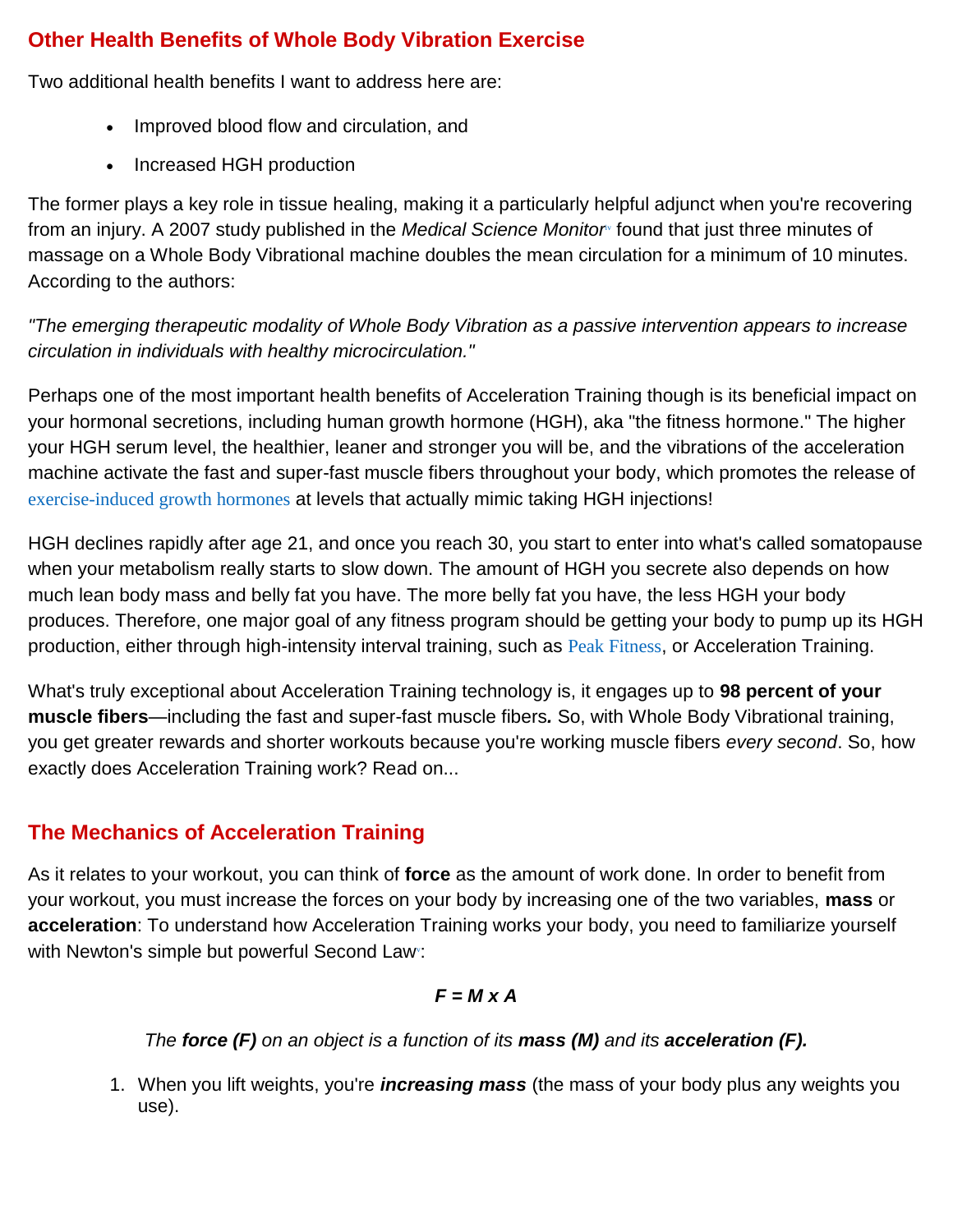## Other Health Benefits of Whole Body Vibration Exercise

Two additional health benefits I want to address here are:

- Improved blood flow and circulation, and
- Increased HGH production

The former plays a key role in tissue healing, making it a particularly helpful adjunct when you're recovering from an injury. A 2007 study published in the *Medical Science Monitor*[v] found that just three minutes of massage on a Whole Body Vibrational machine doubles the mean circulation for a minimum of 10 minutes. According to the authors:

*"The emerging therapeutic modality of Whole Body Vibration as a passive intervention appears to increase circulation in individuals with healthy microcirculation."*

Perhaps one of the most important health benefits of Acceleration Training though is its beneficial impact on your hormonal secretions, including human growth hormone (HGH), aka "the fitness hormone." The higher your HGH serum level, the healthier, leaner and stronger you will be, and the vibrations of the acceleration machine activate the fast and super-fast muscle fibers throughout your body, which promotes the release of exercise-induced growth hormones at levels that actually mimic taking HGH injections!

HGH declines rapidly after age 21, and once you reach 30, you start to enter into what's called somatopause when your metabolism really starts to slow down. The amount of HGH you secrete also depends on how much lean body mass and belly fat you have. The more belly fat you have, the less HGH your body produces. Therefore, one major goal of any fitness program should be getting your body to pump up its HGH production, either through high-intensity interval training, such as Peak Fitness, or Acceleration Training.

What's truly exceptional about Acceleration Training technology is, it engages up to **98 percent of your muscle fibers**—including the fast and super-fast muscle fibers***.*** So, with Whole Body Vibrational training, you get greater rewards and shorter workouts because you're working muscle fibers *every second*. So, how exactly does Acceleration Training work? Read on...

## The Mechanics of Acceleration Training

As it relates to your workout, you can think of **force** as the amount of work done. In order to benefit from your workout, you must increase the forces on your body by increasing one of the two variables, **mass** or **acceleration**: To understand how Acceleration Training works your body, you need to familiarize yourself with Newton's simple but powerful Second Law[v]:

$$F = M \times A$$

*The **force (F)** on an object is a function of its **mass (M)** and its **acceleration (F).***

1. When you lift weights, you're ***increasing mass*** (the mass of your body plus any weights you use).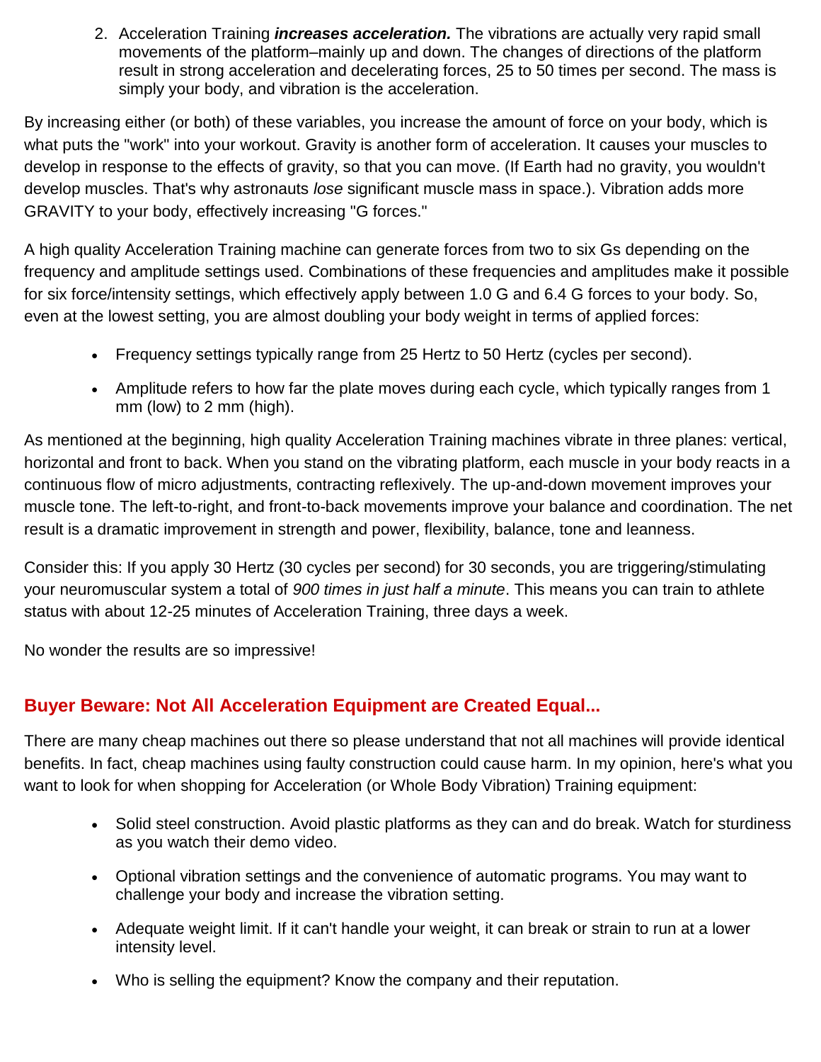2. Acceleration Training ***increases acceleration.*** The vibrations are actually very rapid small movements of the platform–mainly up and down. The changes of directions of the platform result in strong acceleration and decelerating forces, 25 to 50 times per second. The mass is simply your body, and vibration is the acceleration.

By increasing either (or both) of these variables, you increase the amount of force on your body, which is what puts the "work" into your workout. Gravity is another form of acceleration. It causes your muscles to develop in response to the effects of gravity, so that you can move. (If Earth had no gravity, you wouldn't develop muscles. That's why astronauts *lose* significant muscle mass in space.). Vibration adds more GRAVITY to your body, effectively increasing "G forces."

A high quality Acceleration Training machine can generate forces from two to six Gs depending on the frequency and amplitude settings used. Combinations of these frequencies and amplitudes make it possible for six force/intensity settings, which effectively apply between 1.0 G and 6.4 G forces to your body. So, even at the lowest setting, you are almost doubling your body weight in terms of applied forces:

- Frequency settings typically range from 25 Hertz to 50 Hertz (cycles per second).
- Amplitude refers to how far the plate moves during each cycle, which typically ranges from 1 mm (low) to 2 mm (high).

As mentioned at the beginning, high quality Acceleration Training machines vibrate in three planes: vertical, horizontal and front to back. When you stand on the vibrating platform, each muscle in your body reacts in a continuous flow of micro adjustments, contracting reflexively. The up-and-down movement improves your muscle tone. The left-to-right, and front-to-back movements improve your balance and coordination. The net result is a dramatic improvement in strength and power, flexibility, balance, tone and leanness.

Consider this: If you apply 30 Hertz (30 cycles per second) for 30 seconds, you are triggering/stimulating your neuromuscular system a total of *900 times in just half a minute*. This means you can train to athlete status with about 12-25 minutes of Acceleration Training, three days a week.

No wonder the results are so impressive!

## Buyer Beware: Not All Acceleration Equipment are Created Equal...

There are many cheap machines out there so please understand that not all machines will provide identical benefits. In fact, cheap machines using faulty construction could cause harm. In my opinion, here's what you want to look for when shopping for Acceleration (or Whole Body Vibration) Training equipment:

- Solid steel construction. Avoid plastic platforms as they can and do break. Watch for sturdiness as you watch their demo video.
- Optional vibration settings and the convenience of automatic programs. You may want to challenge your body and increase the vibration setting.
- Adequate weight limit. If it can't handle your weight, it can break or strain to run at a lower intensity level.
- Who is selling the equipment? Know the company and their reputation.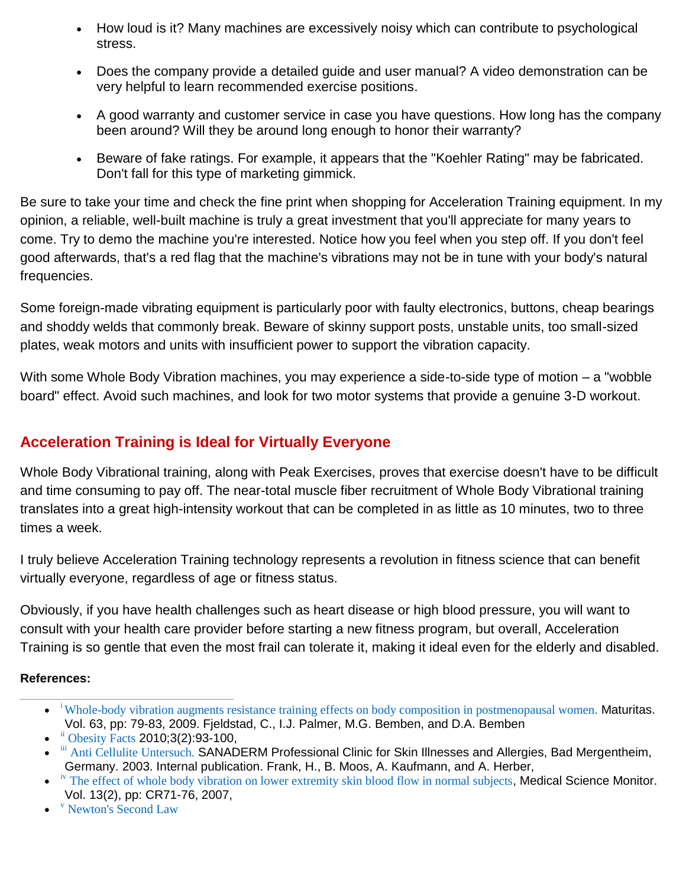- How loud is it? Many machines are excessively noisy which can contribute to psychological stress.
- Does the company provide a detailed guide and user manual? A video demonstration can be very helpful to learn recommended exercise positions.
- A good warranty and customer service in case you have questions. How long has the company been around? Will they be around long enough to honor their warranty?
- Beware of fake ratings. For example, it appears that the "Koehler Rating" may be fabricated. Don't fall for this type of marketing gimmick.

Be sure to take your time and check the fine print when shopping for Acceleration Training equipment. In my opinion, a reliable, well-built machine is truly a great investment that you'll appreciate for many years to come. Try to demo the machine you're interested. Notice how you feel when you step off. If you don't feel good afterwards, that's a red flag that the machine's vibrations may not be in tune with your body's natural frequencies.

Some foreign-made vibrating equipment is particularly poor with faulty electronics, buttons, cheap bearings and shoddy welds that commonly break. Beware of skinny support posts, unstable units, too small-sized plates, weak motors and units with insufficient power to support the vibration capacity.

With some Whole Body Vibration machines, you may experience a side-to-side type of motion – a "wobble board" effect. Avoid such machines, and look for two motor systems that provide a genuine 3-D workout.

## Acceleration Training is Ideal for Virtually Everyone

Whole Body Vibrational training, along with Peak Exercises, proves that exercise doesn't have to be difficult and time consuming to pay off. The near-total muscle fiber recruitment of Whole Body Vibrational training translates into a great high-intensity workout that can be completed in as little as 10 minutes, two to three times a week.

I truly believe Acceleration Training technology represents a revolution in fitness science that can benefit virtually everyone, regardless of age or fitness status.

Obviously, if you have health challenges such as heart disease or high blood pressure, you will want to consult with your health care provider before starting a new fitness program, but overall, Acceleration Training is so gentle that even the most frail can tolerate it, making it ideal even for the elderly and disabled.

**References:**

---

- [i] Whole-body vibration augments resistance training effects on body composition in postmenopausal women. Maturitas. Vol. 63, pp: 79-83, 2009. Fjeldstad, C., I.J. Palmer, M.G. Bemben, and D.A. Bemben
- [ii] Obesity Facts 2010;3(2):93-100,
- [iii] Anti Cellulite Untersuch. SANADERM Professional Clinic for Skin Illnesses and Allergies, Bad Mergentheim, Germany. 2003. Internal publication. Frank, H., B. Moos, A. Kaufmann, and A. Herber,
- [iv] The effect of whole body vibration on lower extremity skin blood flow in normal subjects, Medical Science Monitor. Vol. 13(2), pp: CR71-76, 2007,
- [v] Newton's Second Law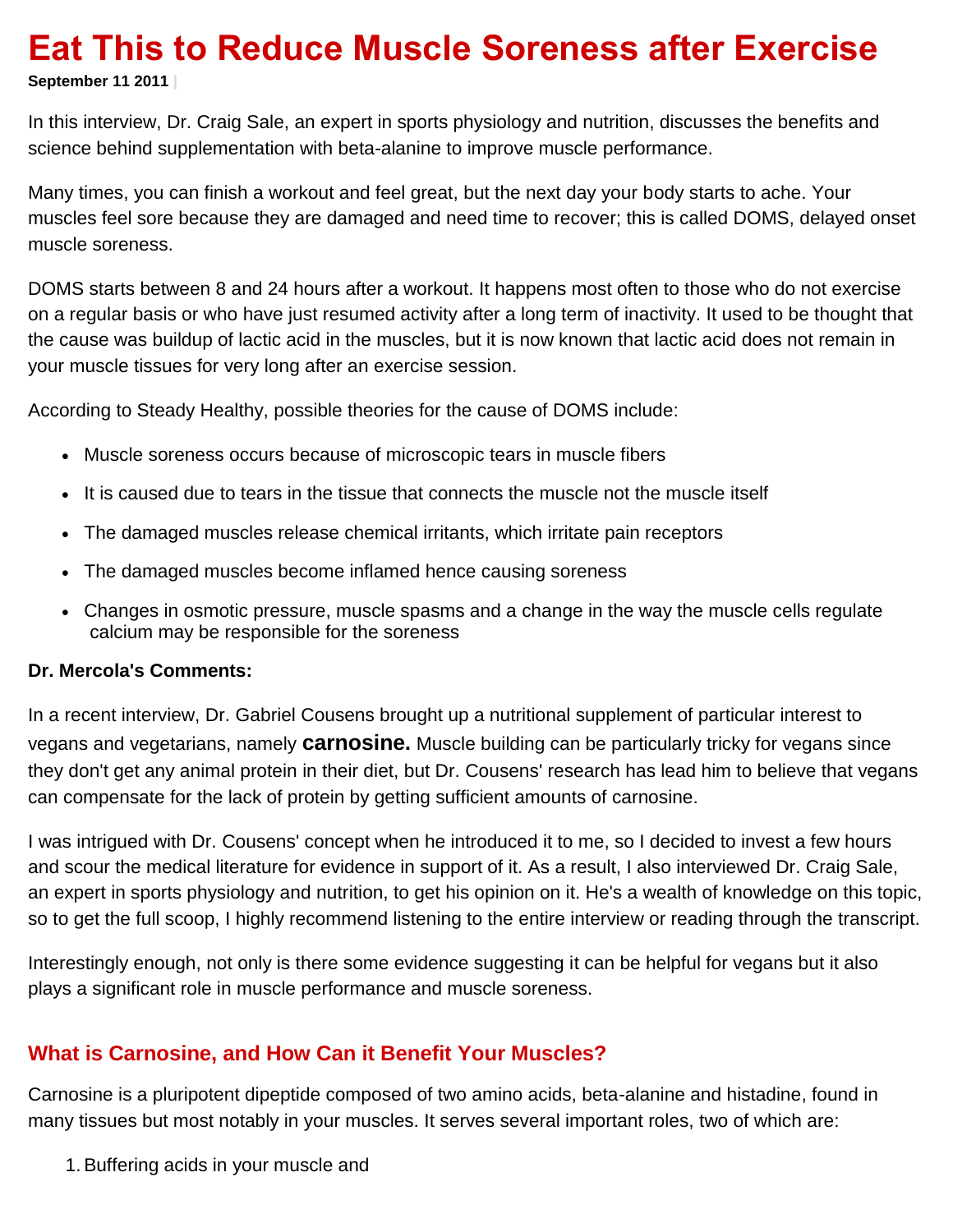# Eat This to Reduce Muscle Soreness after Exercise

**September 11 2011** |

In this interview, Dr. Craig Sale, an expert in sports physiology and nutrition, discusses the benefits and science behind supplementation with beta-alanine to improve muscle performance.

Many times, you can finish a workout and feel great, but the next day your body starts to ache. Your muscles feel sore because they are damaged and need time to recover; this is called DOMS, delayed onset muscle soreness.

DOMS starts between 8 and 24 hours after a workout. It happens most often to those who do not exercise on a regular basis or who have just resumed activity after a long term of inactivity. It used to be thought that the cause was buildup of lactic acid in the muscles, but it is now known that lactic acid does not remain in your muscle tissues for very long after an exercise session.

According to Steady Healthy, possible theories for the cause of DOMS include:

- Muscle soreness occurs because of microscopic tears in muscle fibers
- It is caused due to tears in the tissue that connects the muscle not the muscle itself
- The damaged muscles release chemical irritants, which irritate pain receptors
- The damaged muscles become inflamed hence causing soreness
- Changes in osmotic pressure, muscle spasms and a change in the way the muscle cells regulate calcium may be responsible for the soreness

**Dr. Mercola's Comments:**

In a recent interview, Dr. Gabriel Cousens brought up a nutritional supplement of particular interest to vegans and vegetarians, namely **carnosine.** Muscle building can be particularly tricky for vegans since they don't get any animal protein in their diet, but Dr. Cousens' research has lead him to believe that vegans can compensate for the lack of protein by getting sufficient amounts of carnosine.

I was intrigued with Dr. Cousens' concept when he introduced it to me, so I decided to invest a few hours and scour the medical literature for evidence in support of it. As a result, I also interviewed Dr. Craig Sale, an expert in sports physiology and nutrition, to get his opinion on it. He's a wealth of knowledge on this topic, so to get the full scoop, I highly recommend listening to the entire interview or reading through the transcript.

Interestingly enough, not only is there some evidence suggesting it can be helpful for vegans but it also plays a significant role in muscle performance and muscle soreness.

## What is Carnosine, and How Can it Benefit Your Muscles?

Carnosine is a pluripotent dipeptide composed of two amino acids, beta-alanine and histadine, found in many tissues but most notably in your muscles. It serves several important roles, two of which are:

1. Buffering acids in your muscle and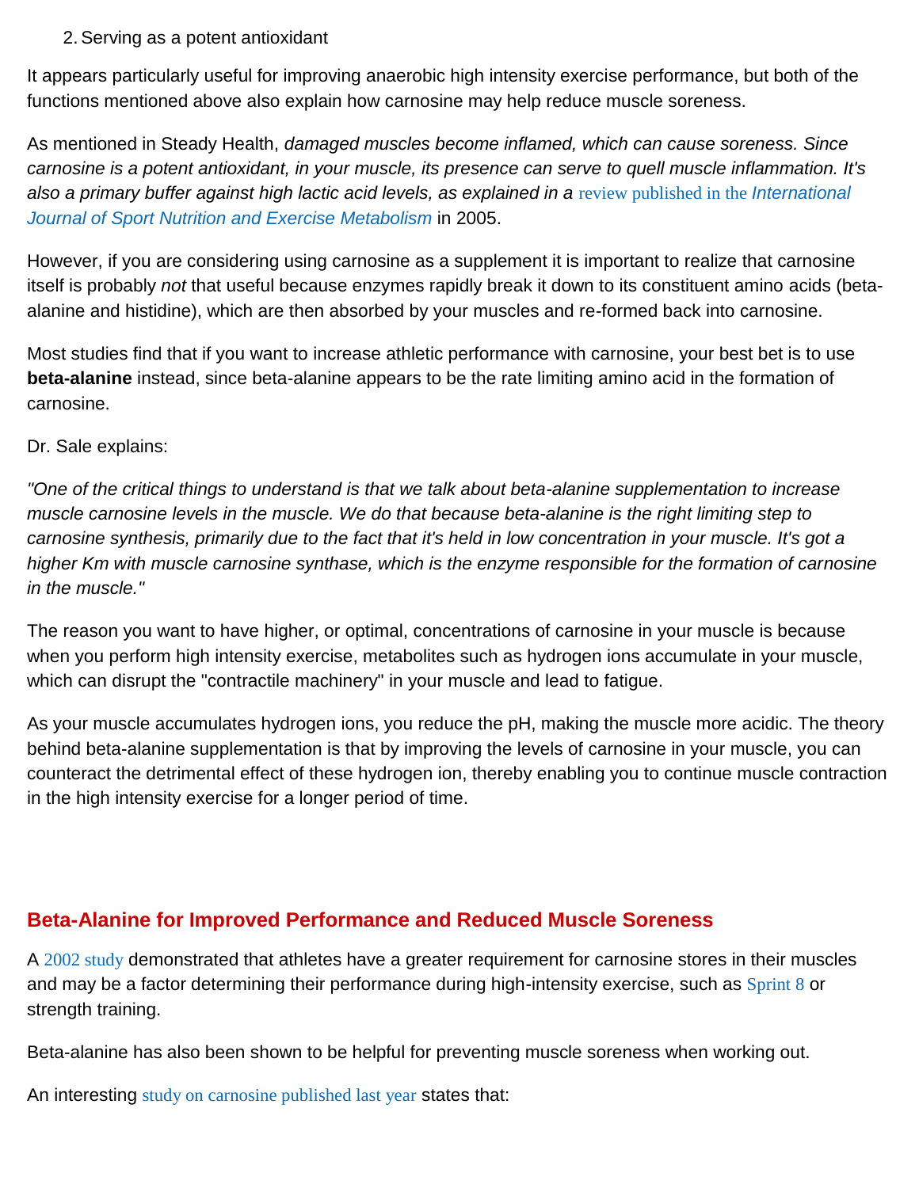2. Serving as a potent antioxidant

It appears particularly useful for improving anaerobic high intensity exercise performance, but both of the functions mentioned above also explain how carnosine may help reduce muscle soreness.

As mentioned in Steady Health, *damaged muscles become inflamed, which can cause soreness. Since carnosine is a potent antioxidant, in your muscle, its presence can serve to quell muscle inflammation. It's also a primary buffer against high lactic acid levels, as explained in a* review published in the *International Journal of Sport Nutrition and Exercise Metabolism* in 2005.

However, if you are considering using carnosine as a supplement it is important to realize that carnosine itself is probably *not* that useful because enzymes rapidly break it down to its constituent amino acids (beta-alanine and histidine), which are then absorbed by your muscles and re-formed back into carnosine.

Most studies find that if you want to increase athletic performance with carnosine, your best bet is to use **beta-alanine** instead, since beta-alanine appears to be the rate limiting amino acid in the formation of carnosine.

Dr. Sale explains:

*"One of the critical things to understand is that we talk about beta-alanine supplementation to increase muscle carnosine levels in the muscle. We do that because beta-alanine is the right limiting step to carnosine synthesis, primarily due to the fact that it's held in low concentration in your muscle. It's got a higher Km with muscle carnosine synthase, which is the enzyme responsible for the formation of carnosine in the muscle."*

The reason you want to have higher, or optimal, concentrations of carnosine in your muscle is because when you perform high intensity exercise, metabolites such as hydrogen ions accumulate in your muscle, which can disrupt the "contractile machinery" in your muscle and lead to fatigue.

As your muscle accumulates hydrogen ions, you reduce the pH, making the muscle more acidic. The theory behind beta-alanine supplementation is that by improving the levels of carnosine in your muscle, you can counteract the detrimental effect of these hydrogen ion, thereby enabling you to continue muscle contraction in the high intensity exercise for a longer period of time.

## Beta-Alanine for Improved Performance and Reduced Muscle Soreness

A 2002 study demonstrated that athletes have a greater requirement for carnosine stores in their muscles and may be a factor determining their performance during high-intensity exercise, such as Sprint 8 or strength training.

Beta-alanine has also been shown to be helpful for preventing muscle soreness when working out.

An interesting study on carnosine published last year states that: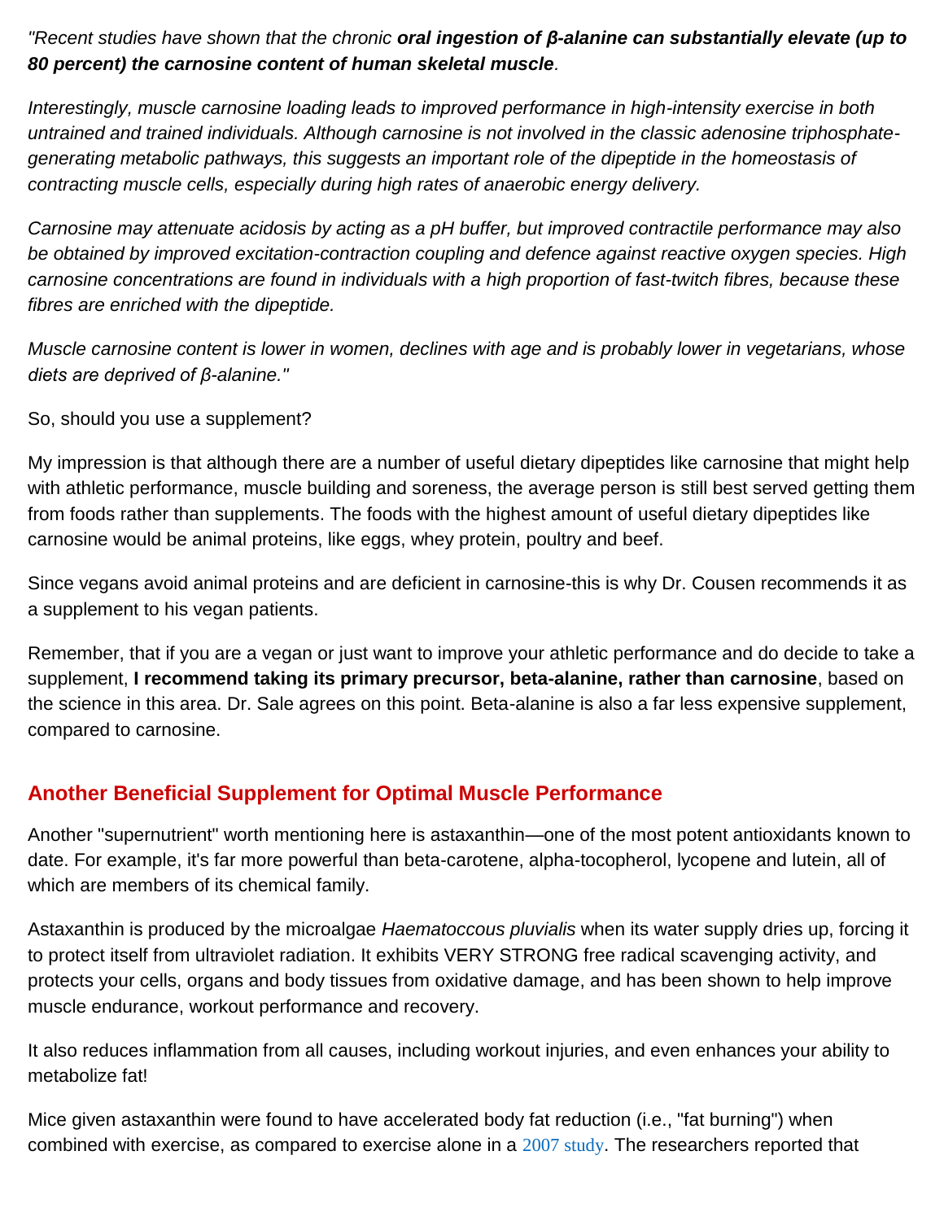*"Recent studies have shown that the chronic **oral ingestion of β-alanine can substantially elevate (up to 80 percent) the carnosine content of human skeletal muscle**.*

*Interestingly, muscle carnosine loading leads to improved performance in high-intensity exercise in both untrained and trained individuals. Although carnosine is not involved in the classic adenosine triphosphate-generating metabolic pathways, this suggests an important role of the dipeptide in the homeostasis of contracting muscle cells, especially during high rates of anaerobic energy delivery.*

*Carnosine may attenuate acidosis by acting as a pH buffer, but improved contractile performance may also be obtained by improved excitation-contraction coupling and defence against reactive oxygen species. High carnosine concentrations are found in individuals with a high proportion of fast-twitch fibres, because these fibres are enriched with the dipeptide.*

*Muscle carnosine content is lower in women, declines with age and is probably lower in vegetarians, whose diets are deprived of β-alanine."*

So, should you use a supplement?

My impression is that although there are a number of useful dietary dipeptides like carnosine that might help with athletic performance, muscle building and soreness, the average person is still best served getting them from foods rather than supplements. The foods with the highest amount of useful dietary dipeptides like carnosine would be animal proteins, like eggs, whey protein, poultry and beef.

Since vegans avoid animal proteins and are deficient in carnosine-this is why Dr. Cousen recommends it as a supplement to his vegan patients.

Remember, that if you are a vegan or just want to improve your athletic performance and do decide to take a supplement, **I recommend taking its primary precursor, beta-alanine, rather than carnosine**, based on the science in this area. Dr. Sale agrees on this point. Beta-alanine is also a far less expensive supplement, compared to carnosine.

## Another Beneficial Supplement for Optimal Muscle Performance

Another "supernutrient" worth mentioning here is astaxanthin—one of the most potent antioxidants known to date. For example, it's far more powerful than beta-carotene, alpha-tocopherol, lycopene and lutein, all of which are members of its chemical family.

Astaxanthin is produced by the microalgae *Haematoccous pluvialis* when its water supply dries up, forcing it to protect itself from ultraviolet radiation. It exhibits VERY STRONG free radical scavenging activity, and protects your cells, organs and body tissues from oxidative damage, and has been shown to help improve muscle endurance, workout performance and recovery.

It also reduces inflammation from all causes, including workout injuries, and even enhances your ability to metabolize fat!

Mice given astaxanthin were found to have accelerated body fat reduction (i.e., "fat burning") when combined with exercise, as compared to exercise alone in a 2007 study. The researchers reported that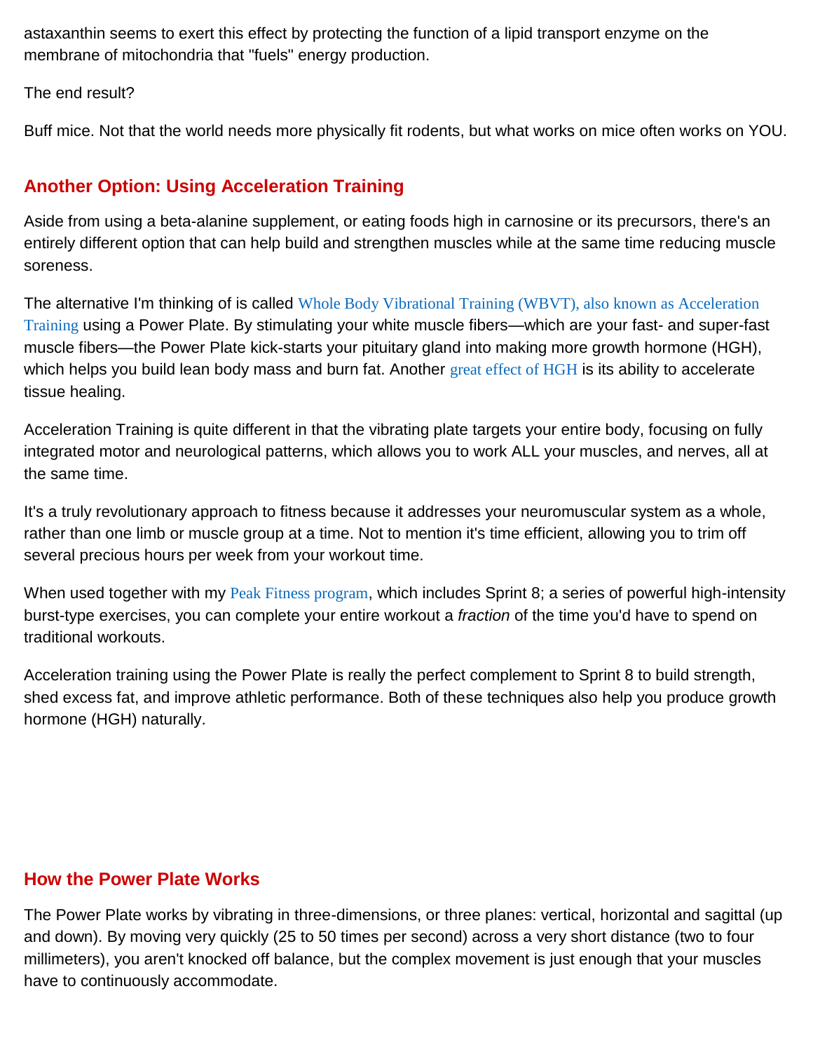astaxanthin seems to exert this effect by protecting the function of a lipid transport enzyme on the membrane of mitochondria that "fuels" energy production.

The end result?

Buff mice. Not that the world needs more physically fit rodents, but what works on mice often works on YOU.

## Another Option: Using Acceleration Training

Aside from using a beta-alanine supplement, or eating foods high in carnosine or its precursors, there's an entirely different option that can help build and strengthen muscles while at the same time reducing muscle soreness.

The alternative I'm thinking of is called Whole Body Vibrational Training (WBVT), also known as Acceleration Training using a Power Plate. By stimulating your white muscle fibers—which are your fast- and super-fast muscle fibers—the Power Plate kick-starts your pituitary gland into making more growth hormone (HGH), which helps you build lean body mass and burn fat. Another great effect of HGH is its ability to accelerate tissue healing.

Acceleration Training is quite different in that the vibrating plate targets your entire body, focusing on fully integrated motor and neurological patterns, which allows you to work ALL your muscles, and nerves, all at the same time.

It's a truly revolutionary approach to fitness because it addresses your neuromuscular system as a whole, rather than one limb or muscle group at a time. Not to mention it's time efficient, allowing you to trim off several precious hours per week from your workout time.

When used together with my Peak Fitness program, which includes Sprint 8; a series of powerful high-intensity burst-type exercises, you can complete your entire workout a *fraction* of the time you'd have to spend on traditional workouts.

Acceleration training using the Power Plate is really the perfect complement to Sprint 8 to build strength, shed excess fat, and improve athletic performance. Both of these techniques also help you produce growth hormone (HGH) naturally.

## How the Power Plate Works

The Power Plate works by vibrating in three-dimensions, or three planes: vertical, horizontal and sagittal (up and down). By moving very quickly (25 to 50 times per second) across a very short distance (two to four millimeters), you aren't knocked off balance, but the complex movement is just enough that your muscles have to continuously accommodate.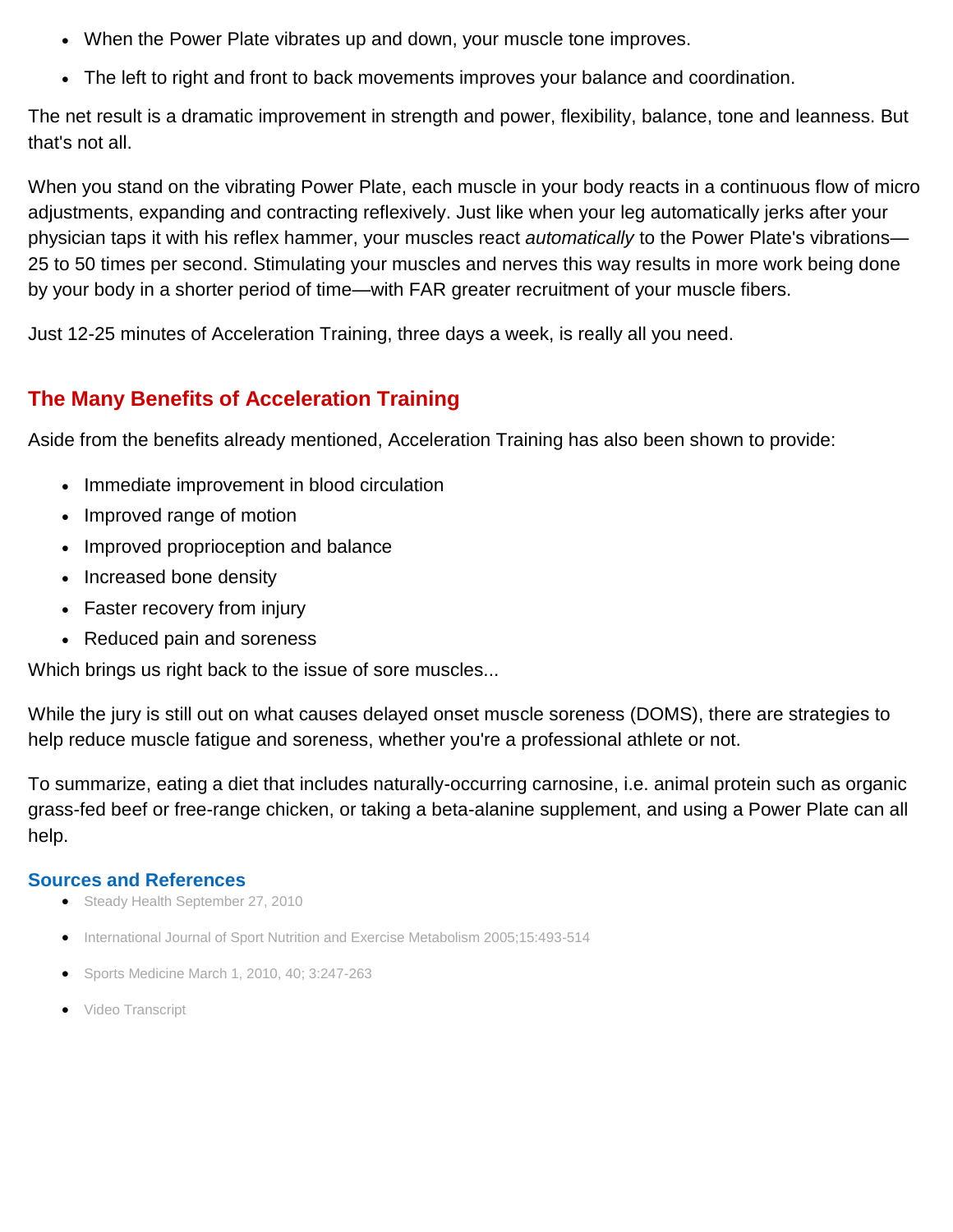- When the Power Plate vibrates up and down, your muscle tone improves.
- The left to right and front to back movements improves your balance and coordination.

The net result is a dramatic improvement in strength and power, flexibility, balance, tone and leanness. But that's not all.

When you stand on the vibrating Power Plate, each muscle in your body reacts in a continuous flow of micro adjustments, expanding and contracting reflexively. Just like when your leg automatically jerks after your physician taps it with his reflex hammer, your muscles react *automatically* to the Power Plate's vibrations—25 to 50 times per second. Stimulating your muscles and nerves this way results in more work being done by your body in a shorter period of time—with FAR greater recruitment of your muscle fibers.

Just 12-25 minutes of Acceleration Training, three days a week, is really all you need.

## The Many Benefits of Acceleration Training

Aside from the benefits already mentioned, Acceleration Training has also been shown to provide:

- Immediate improvement in blood circulation
- Improved range of motion
- Improved proprioception and balance
- Increased bone density
- Faster recovery from injury
- Reduced pain and soreness

Which brings us right back to the issue of sore muscles...

While the jury is still out on what causes delayed onset muscle soreness (DOMS), there are strategies to help reduce muscle fatigue and soreness, whether you're a professional athlete or not.

To summarize, eating a diet that includes naturally-occurring carnosine, i.e. animal protein such as organic grass-fed beef or free-range chicken, or taking a beta-alanine supplement, and using a Power Plate can all help.

### Sources and References

- Steady Health September 27, 2010
- International Journal of Sport Nutrition and Exercise Metabolism 2005;15:493-514
- Sports Medicine March 1, 2010, 40; 3:247-263
- Video Transcript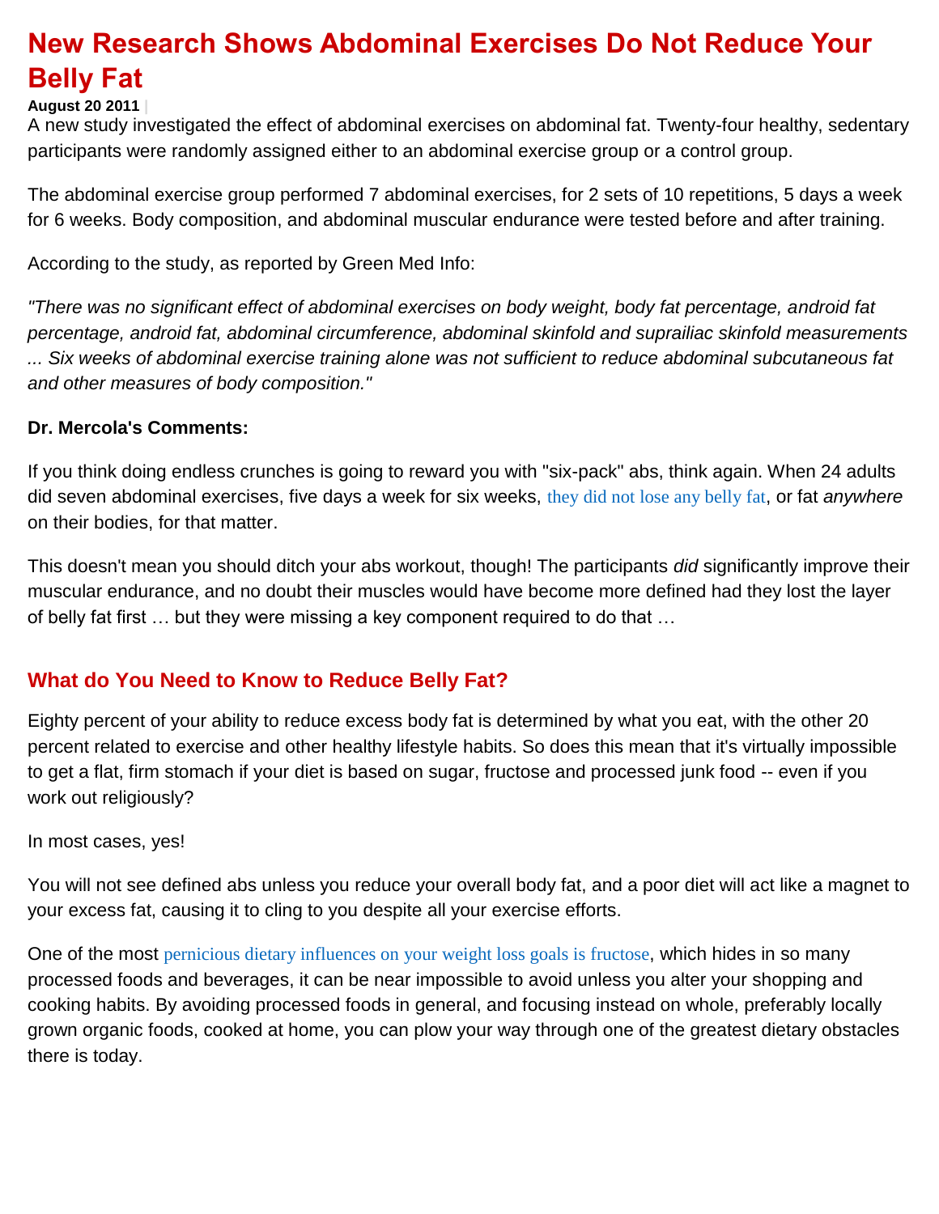# New Research Shows Abdominal Exercises Do Not Reduce Your Belly Fat

**August 20 2011**

A new study investigated the effect of abdominal exercises on abdominal fat. Twenty-four healthy, sedentary participants were randomly assigned either to an abdominal exercise group or a control group.

The abdominal exercise group performed 7 abdominal exercises, for 2 sets of 10 repetitions, 5 days a week for 6 weeks. Body composition, and abdominal muscular endurance were tested before and after training.

According to the study, as reported by Green Med Info:

*"There was no significant effect of abdominal exercises on body weight, body fat percentage, android fat percentage, android fat, abdominal circumference, abdominal skinfold and suprailiac skinfold measurements ... Six weeks of abdominal exercise training alone was not sufficient to reduce abdominal subcutaneous fat and other measures of body composition."*

**Dr. Mercola's Comments:**

If you think doing endless crunches is going to reward you with "six-pack" abs, think again. When 24 adults did seven abdominal exercises, five days a week for six weeks, they did not lose any belly fat, or fat *anywhere* on their bodies, for that matter.

This doesn't mean you should ditch your abs workout, though! The participants *did* significantly improve their muscular endurance, and no doubt their muscles would have become more defined had they lost the layer of belly fat first … but they were missing a key component required to do that …

## What do You Need to Know to Reduce Belly Fat?

Eighty percent of your ability to reduce excess body fat is determined by what you eat, with the other 20 percent related to exercise and other healthy lifestyle habits. So does this mean that it's virtually impossible to get a flat, firm stomach if your diet is based on sugar, fructose and processed junk food -- even if you work out religiously?

In most cases, yes!

You will not see defined abs unless you reduce your overall body fat, and a poor diet will act like a magnet to your excess fat, causing it to cling to you despite all your exercise efforts.

One of the most pernicious dietary influences on your weight loss goals is fructose, which hides in so many processed foods and beverages, it can be near impossible to avoid unless you alter your shopping and cooking habits. By avoiding processed foods in general, and focusing instead on whole, preferably locally grown organic foods, cooked at home, you can plow your way through one of the greatest dietary obstacles there is today.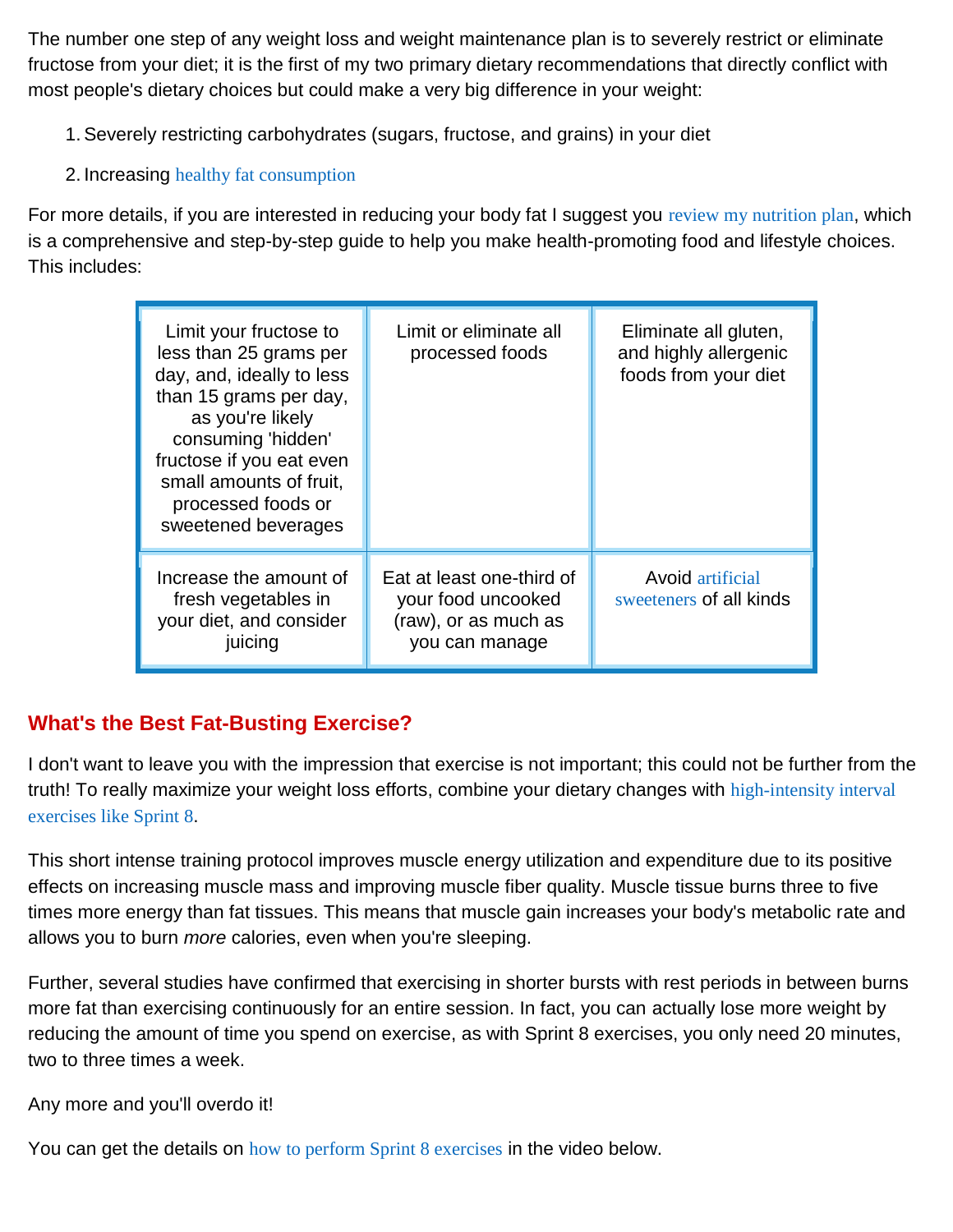The number one step of any weight loss and weight maintenance plan is to severely restrict or eliminate fructose from your diet; it is the first of my two primary dietary recommendations that directly conflict with most people's dietary choices but could make a very big difference in your weight:

1. Severely restricting carbohydrates (sugars, fructose, and grains) in your diet
2. Increasing healthy fat consumption

For more details, if you are interested in reducing your body fat I suggest you review my nutrition plan, which is a comprehensive and step-by-step guide to help you make health-promoting food and lifestyle choices. This includes:

| | | |
|---|---|---|
| Limit your fructose to less than 25 grams per day, and, ideally to less than 15 grams per day, as you're likely consuming 'hidden' fructose if you eat even small amounts of fruit, processed foods or sweetened beverages | Limit or eliminate all processed foods | Eliminate all gluten, and highly allergenic foods from your diet |
| Increase the amount of fresh vegetables in your diet, and consider juicing | Eat at least one-third of your food uncooked (raw), or as much as you can manage | Avoid artificial sweeteners of all kinds |

## What's the Best Fat-Busting Exercise?

I don't want to leave you with the impression that exercise is not important; this could not be further from the truth! To really maximize your weight loss efforts, combine your dietary changes with high-intensity interval exercises like Sprint 8.

This short intense training protocol improves muscle energy utilization and expenditure due to its positive effects on increasing muscle mass and improving muscle fiber quality. Muscle tissue burns three to five times more energy than fat tissues. This means that muscle gain increases your body's metabolic rate and allows you to burn *more* calories, even when you're sleeping.

Further, several studies have confirmed that exercising in shorter bursts with rest periods in between burns more fat than exercising continuously for an entire session. In fact, you can actually lose more weight by reducing the amount of time you spend on exercise, as with Sprint 8 exercises, you only need 20 minutes, two to three times a week.

Any more and you'll overdo it!

You can get the details on how to perform Sprint 8 exercises in the video below.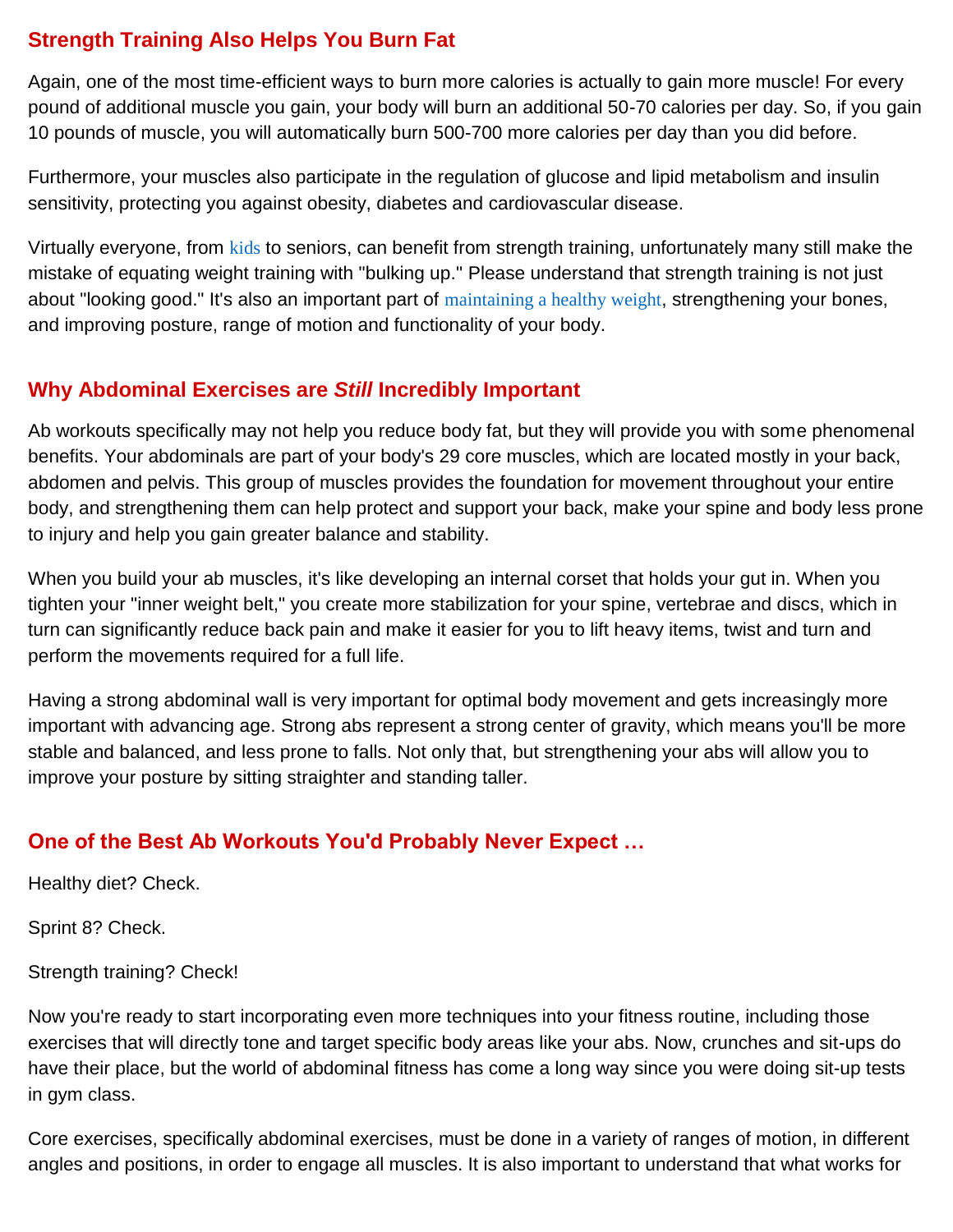## Strength Training Also Helps You Burn Fat

Again, one of the most time-efficient ways to burn more calories is actually to gain more muscle! For every pound of additional muscle you gain, your body will burn an additional 50-70 calories per day. So, if you gain 10 pounds of muscle, you will automatically burn 500-700 more calories per day than you did before.

Furthermore, your muscles also participate in the regulation of glucose and lipid metabolism and insulin sensitivity, protecting you against obesity, diabetes and cardiovascular disease.

Virtually everyone, from kids to seniors, can benefit from strength training, unfortunately many still make the mistake of equating weight training with "bulking up." Please understand that strength training is not just about "looking good." It's also an important part of maintaining a healthy weight, strengthening your bones, and improving posture, range of motion and functionality of your body.

## Why Abdominal Exercises are *Still* Incredibly Important

Ab workouts specifically may not help you reduce body fat, but they will provide you with some phenomenal benefits. Your abdominals are part of your body's 29 core muscles, which are located mostly in your back, abdomen and pelvis. This group of muscles provides the foundation for movement throughout your entire body, and strengthening them can help protect and support your back, make your spine and body less prone to injury and help you gain greater balance and stability.

When you build your ab muscles, it's like developing an internal corset that holds your gut in. When you tighten your "inner weight belt," you create more stabilization for your spine, vertebrae and discs, which in turn can significantly reduce back pain and make it easier for you to lift heavy items, twist and turn and perform the movements required for a full life.

Having a strong abdominal wall is very important for optimal body movement and gets increasingly more important with advancing age. Strong abs represent a strong center of gravity, which means you'll be more stable and balanced, and less prone to falls. Not only that, but strengthening your abs will allow you to improve your posture by sitting straighter and standing taller.

## One of the Best Ab Workouts You'd Probably Never Expect …

Healthy diet? Check.

Sprint 8? Check.

Strength training? Check!

Now you're ready to start incorporating even more techniques into your fitness routine, including those exercises that will directly tone and target specific body areas like your abs. Now, crunches and sit-ups do have their place, but the world of abdominal fitness has come a long way since you were doing sit-up tests in gym class.

Core exercises, specifically abdominal exercises, must be done in a variety of ranges of motion, in different angles and positions, in order to engage all muscles. It is also important to understand that what works for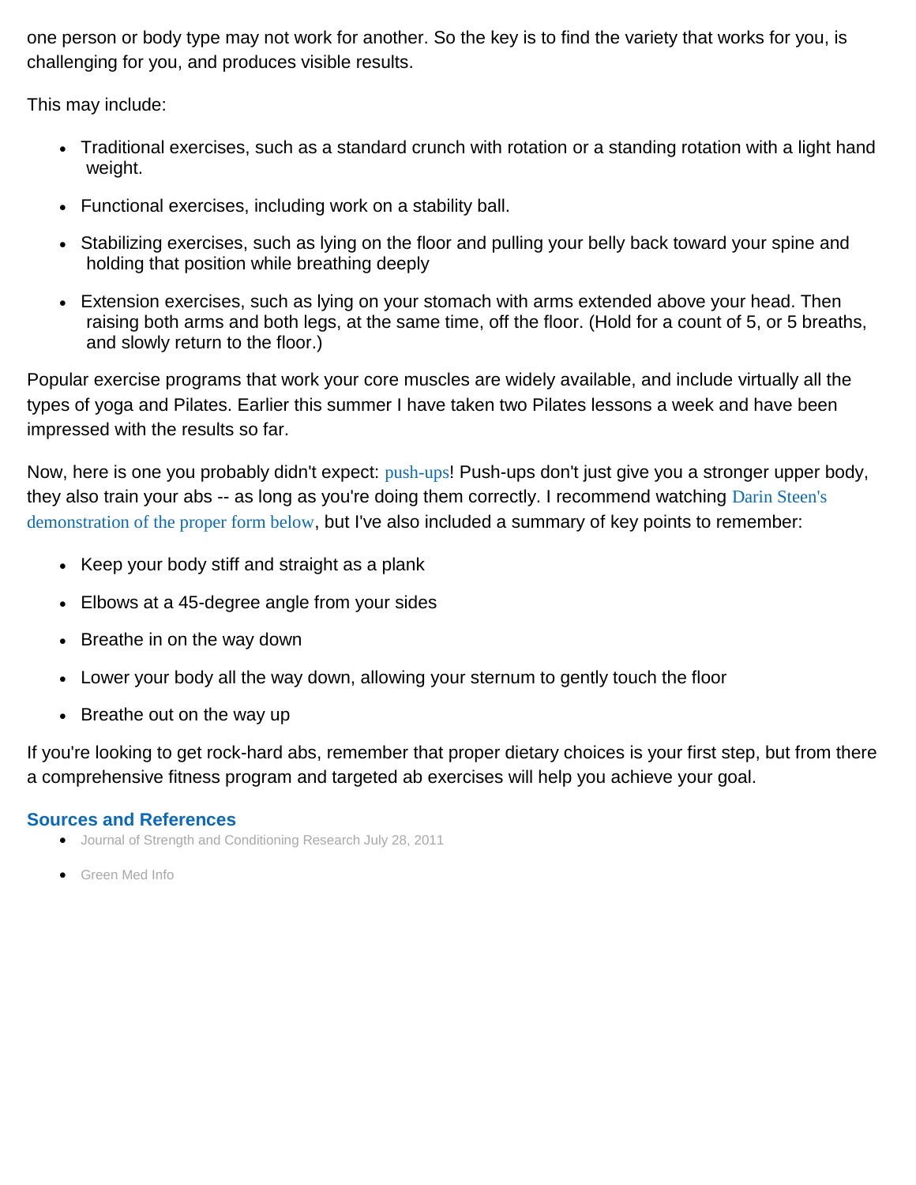one person or body type may not work for another. So the key is to find the variety that works for you, is challenging for you, and produces visible results.

This may include:

- Traditional exercises, such as a standard crunch with rotation or a standing rotation with a light hand weight.
- Functional exercises, including work on a stability ball.
- Stabilizing exercises, such as lying on the floor and pulling your belly back toward your spine and holding that position while breathing deeply
- Extension exercises, such as lying on your stomach with arms extended above your head. Then raising both arms and both legs, at the same time, off the floor. (Hold for a count of 5, or 5 breaths, and slowly return to the floor.)

Popular exercise programs that work your core muscles are widely available, and include virtually all the types of yoga and Pilates. Earlier this summer I have taken two Pilates lessons a week and have been impressed with the results so far.

Now, here is one you probably didn't expect: push-ups! Push-ups don't just give you a stronger upper body, they also train your abs -- as long as you're doing them correctly. I recommend watching Darin Steen's demonstration of the proper form below, but I've also included a summary of key points to remember:

- Keep your body stiff and straight as a plank
- Elbows at a 45-degree angle from your sides
- Breathe in on the way down
- Lower your body all the way down, allowing your sternum to gently touch the floor
- Breathe out on the way up

If you're looking to get rock-hard abs, remember that proper dietary choices is your first step, but from there a comprehensive fitness program and targeted ab exercises will help you achieve your goal.

## Sources and References

- Journal of Strength and Conditioning Research July 28, 2011
- Green Med Info